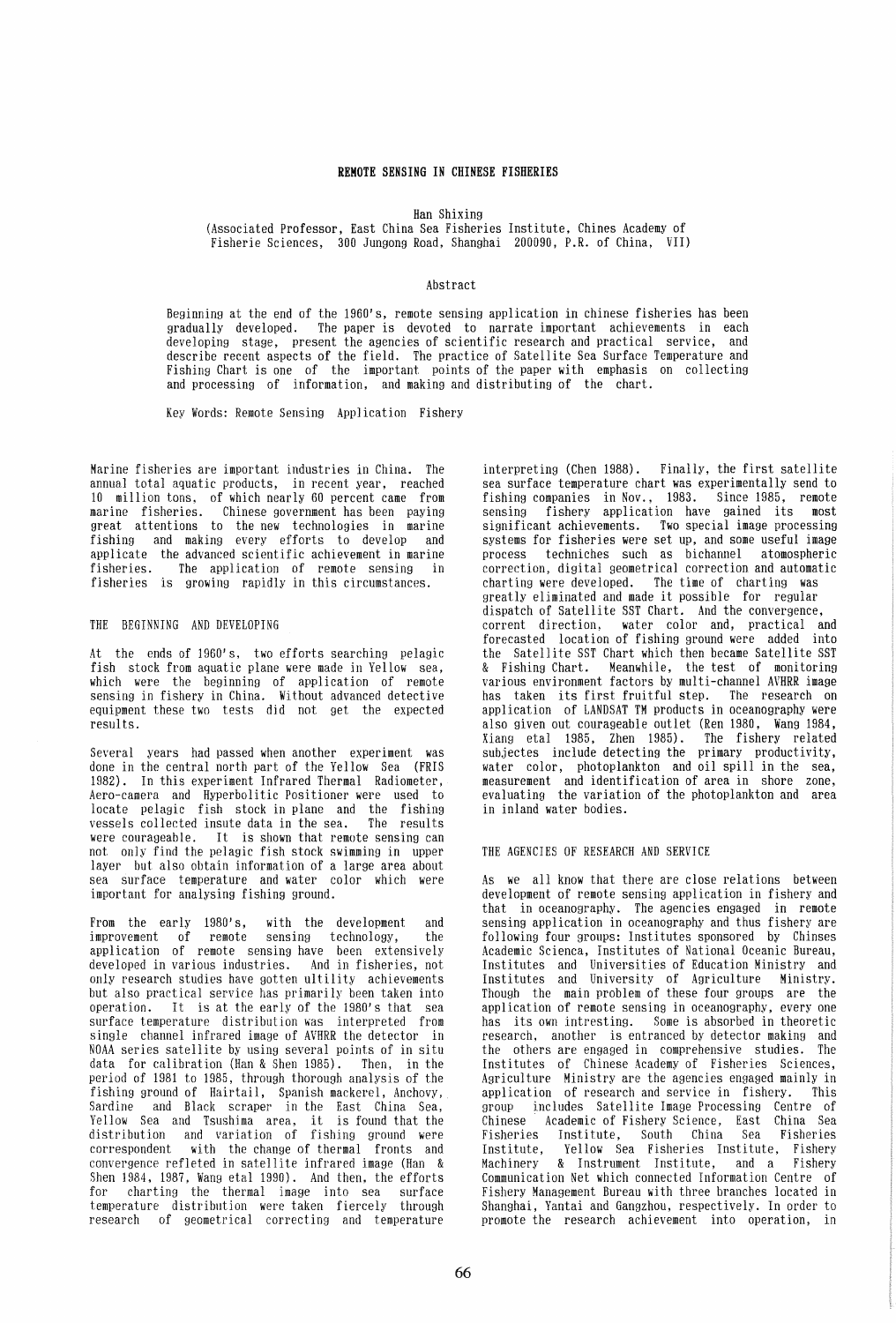# REMOTE SENSING IN CHINESE FISHERIES

Han Shixing
(Associated Professor, East China Sea Fisheries Institute, Chines Academy of Fisherie Sciences, 300 Jungong Road, Shanghai 200090, P.R. of China, VII)

## Abstract

Beginning at the end of the 1960's, remote sensing application in chinese fisheries has been gradually developed. The paper is devoted to narrate important achievements in each developing stage, present the agencies of scientific research and practical service, and describe recent aspects of the field. The practice of Satellite Sea Surface Temperature and Fishing Chart is one of the important points of the paper with emphasis on collecting and processing of information, and making and distributing of the chart.

Key Words: Remote Sensing Application Fishery

Marine fisheries are important industries in China. The annual total aquatic products, in recent year, reached 10 million tons, of which nearly 60 percent came from marine fisheries. Chinese government has been paying great attentions to the new technologies in marine fishing and making every efforts to develop and applicate the advanced scientific achievement in marine fisheries. The application of remote sensing in fisheries is growing rapidly in this circumstances.

## THE BEGINNING AND DEVELOPING

At the ends of 1960's, two efforts searching pelagic fish stock from aquatic plane were made in Yellow sea, which were the beginning of application of remote sensing in fishery in China. Without advanced detective equipment these two tests did not get the expected results.

Several years had passed when another experiment was done in the central north part of the Yellow Sea (FRIS 1982). In this experiment Infrared Thermal Radiometer, Aero-camera and Hyperbolitic Positioner were used to locate pelagic fish stock in plane and the fishing vessels collected insute data in the sea. The results were courageable. It is shown that remote sensing can not only find the pelagic fish stock swimming in upper layer but also obtain information of a large area about sea surface temperature and water color which were important for analysing fishing ground.

From the early 1980's, with the development and improvement of remote sensing technology, the application of remote sensing have been extensively developed in various industries. And in fisheries, not only research studies have gotten ultility achievements but also practical service has primarily been taken into operation. It is at the early of the 1980's that sea surface temperature distribution was interpreted from single channel infrared image of AVHRR the detector in NOAA series satellite by using several points of in situ data for calibration (Han & Shen 1985). Then, in the period of 1981 to 1985, through thorough analysis of the fishing ground of Hairtail, Spanish mackerel, Anchovy, Sardine and Black scraper in the East China Sea, Yellow Sea and Tsushima area, it is found that the distribution and variation of fishing ground were correspondent with the change of thermal fronts and convergence refleted in satellite infrared image (Han & Shen 1984, 1987, Wang etal 1990). And then, the efforts for charting the thermal image into sea surface temperature distribution were taken fiercely through research of geometrical correcting and temperature interpreting (Chen 1988). Finally, the first satellite sea surface temperature chart was experimentally send to fishing companies in Nov., 1983. Since 1985, remote sensing fishery application have gained its most significant achievements. Two special image processing systems for fisheries were set up, and some useful image process techniches such as bichannel atomospheric correction, digital geometrical correction and automatic charting were developed. The time of charting was greatly eliminated and made it possible for regular dispatch of Satellite SST Chart. And the convergence, corrent direction, water color and, practical and forecasted location of fishing ground were added into the Satellite SST Chart which then became Satellite SST & Fishing Chart. Meanwhile, the test of monitoring various environment factors by multi-channel AVHRR image has taken its first fruitful step. The research on application of LANDSAT TM products in oceanography were also given out courageable outlet (Ren 1980, Wang 1984, Xiang etal 1985, Zhen 1985). The fishery related subjectes include detecting the primary productivity, water color, photoplankton and oil spill in the sea, measurement and identification of area in shore zone, evaluating the variation of the photoplankton and area in inland water bodies.

## THE AGENCIES OF RESEARCH AND SERVICE

As we all know that there are close relations between development of remote sensing application in fishery and that in oceanography. The agencies engaged in remote sensing application in oceanography and thus fishery are following four groups: Institutes sponsored by Chinses Academic Scienca, Institutes of National Oceanic Bureau, Institutes and Universities of Education Ministry and Institutes and University of Agriculture Ministry. Though the main problem of these four groups are the application of remote sensing in oceanography, every one has its own intresting. Some is absorbed in theoretic research, another is entranced by detector making and the others are engaged in comprehensive studies. The Institutes of Chinese Academy of Fisheries Sciences, Agriculture Ministry are the agencies engaged mainly in application of research and service in fishery. This group includes Satellite Image Processing Centre of Chinese Academic of Fishery Science, East China Sea Fisheries Institute, South China Sea Fisheries Institute, Yellow Sea Fisheries Institute, Fishery Machinery & Instrument Institute, and a Fishery Communication Net which connected Information Centre of Fishery Management Bureau with three branches located in Shanghai, Yantai and Gangzhou, respectively. In order to promote the research achievement into operation, in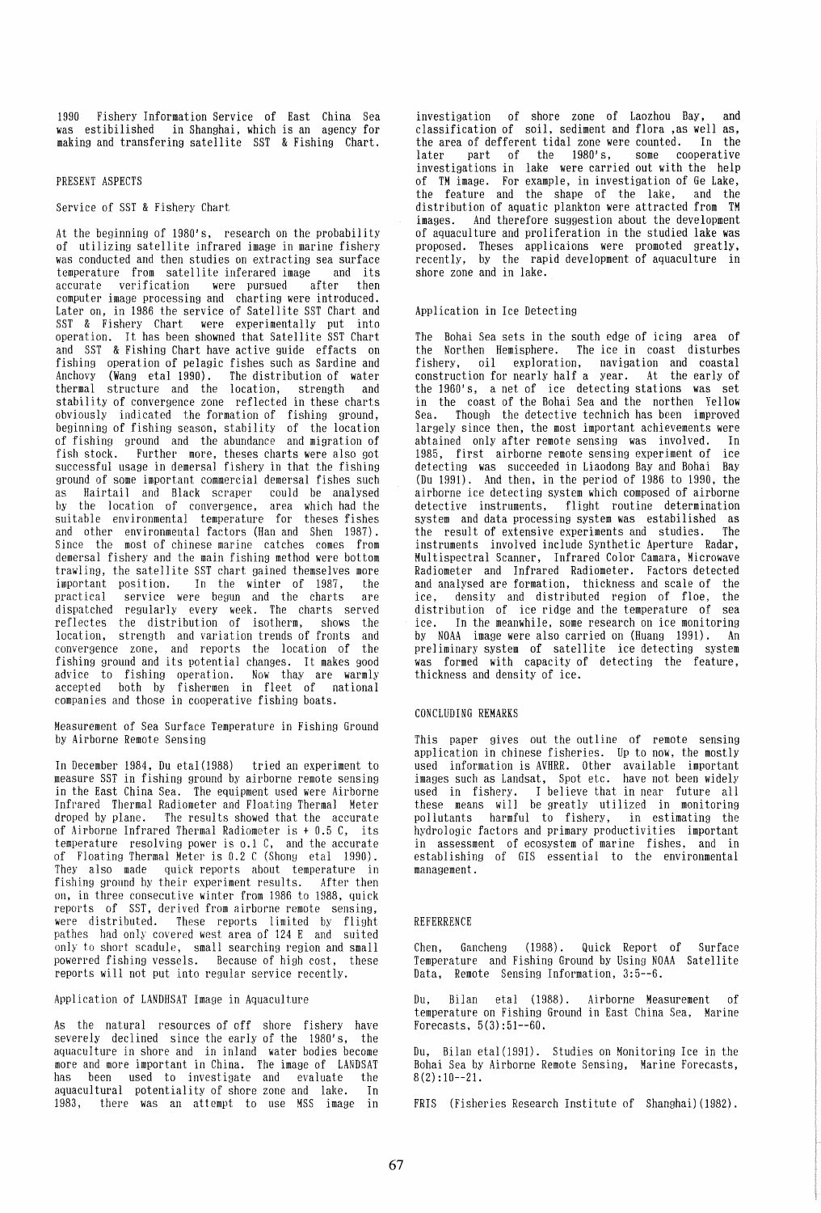1990 Fishery Information Service of East China Sea was estibilished in Shanghai, which is an agency for making and transfering satellite SST & Fishing Chart.

## PRESENT ASPECTS

### Service of SST & Fishery Chart

At the beginning of 1980's, research on the probability of utilizing satellite infrared image in marine fishery was conducted and then studies on extracting sea surface temperature from satellite inferared image and its accurate verification were pursued after then computer image processing and charting were introduced. Later on, in 1986 the service of Satellite SST Chart and SST & Fishery Chart were experimentally put into operation. It has been showned that Satellite SST Chart and SST & Fishing Chart have active guide effects on fishing operation of pelagic fishes such as Sardine and Anchovy (Wang etal 1990). The distribution of water thermal structure and the location, strength and stability of convergence zone reflected in these charts obviously indicated the formation of fishing ground, beginning of fishing season, stability of the location of fishing ground and the abundance and migration of fish stock. Further more, theses charts were also got successful usage in demersal fishery in that the fishing ground of some important commercial demersal fishes such as Hairtail and Black scraper could be analysed by the location of convergence, area which had the suitable environmental temperature for theses fishes and other environmental factors (Han and Shen 1987). Since the most of chinese marine catches comes from demersal fishery and the main fishing method were bottom trawling, the satellite SST chart gained themselves more important position. In the winter of 1987, the practical service were begun and the charts are dispatched regularly every week. The charts served reflectes the distribution of isotherm, shows the location, strength and variation trends of fronts and convergence zone, and reports the location of the fishing ground and its potential changes. It makes good advice to fishing operation. Now thay are warmly accepted both by fishermen in fleet of national companies and those in cooperative fishing boats.

### Measurement of Sea Surface Temperature in Fishing Ground by Airborne Remote Sensing

In December 1984, Du etal(1988) tried an experiment to measure SST in fishing ground by airborne remote sensing in the East China Sea. The equipment used were Airborne Infrared Thermal Radiometer and Floating Thermal Meter droped by plane. The results showed that the accurate of Airborne Infrared Thermal Radiometer is + 0.5 C, its temperature resolving power is o.1 C, and the accurate of Floating Thermal Meter is 0.2 C (Shong etal 1990). They also made quick reports about temperature in fishing ground by their experiment results. After then on, in three consecutive winter from 1986 to 1988, quick reports of SST, derived from airborne remote sensing, were distributed. These reports limited by flight pathes had only covered west area of 124 E and suited only to short scadule, small searching region and small powerred fishing vessels. Because of high cost, these reports will not put into regular service recently.

### Application of LANDHSAT Image in Aquaculture

As the natural resources of off shore fishery have severely declined since the early of the 1980's, the aquaculture in shore and in inland water bodies become more and more important in China. The image of LANDSAT has been used to investigate and evaluate the aquacultural potentiality of shore zone and lake. In 1983, there was an attempt to use MSS image in investigation of shore zone of Laozhou Bay, and classification of soil, sediment and flora ,as well as, the area of defferent tidal zone were counted. In the later part of the 1980's, some cooperative investigations in lake were carried out with the help of TM image. For example, in investigation of Ge Lake, the feature and the shape of the lake, and the distribution of aquatic plankton were attracted from TM images. And therefore suggestion about the development of aquaculture and proliferation in the studied lake was proposed. Theses applicaions were promoted greatly, recently, by the rapid development of aquaculture in shore zone and in lake.

### Application in Ice Detecting

The Bohai Sea sets in the south edge of icing area of the Northen Hemisphere. The ice in coast disturbes fishery, oil exploration, navigation and coastal construction for nearly half a year. At the early of the 1960's, a net of ice detecting stations was set in the coast of the Bohai Sea and the northen Yellow Sea. Though the detective technich has been improved largely since then, the most important achievements were abtained only after remote sensing was involved. In 1985, first airborne remote sensing experiment of ice detecting was succeeded in Liaodong Bay and Bohai Bay (Du 1991). And then, in the period of 1986 to 1990, the airborne ice detecting system which composed of airborne detective instruments, flight routine determination system and data processing system was estabilished as the result of extensive experiments and studies. The instruments involved include Synthetic Aperture Radar, Multispectral Scanner, Infrared Color Camara, Microwave Radiometer and Infrared Radiometer. Factors detected and analysed are formation, thickness and scale of the ice, density and distributed region of floe, the distribution of ice ridge and the temperature of sea ice. In the meanwhile, some research on ice monitoring by NOAA image were also carried on (Huang 1991). An preliminary system of satellite ice detecting system was formed with capacity of detecting the feature, thickness and density of ice.

## CONCLUDING REMARKS

This paper gives out the outline of remote sensing application in chinese fisheries. Up to now, the mostly used information is AVHRR. Other available important images such as Landsat, Spot etc. have not been widely used in fishery. I believe that in near future all these means will be greatly utilized in monitoring pollutants harmful to fishery, in estimating the hydrologic factors and primary productivities important in assessment of ecosystem of marine fishes, and in establishing of GIS essential to the environmental management.

## REFERRENCE

Chen, Gancheng (1988). Quick Report of Surface Temperature and Fishing Ground by Using NOAA Satellite Data, Remote Sensing Information, 3:5--6.

Du, Bilan etal (1988). Airborne Measurement of temperature on Fishing Ground in East China Sea, Marine Forecasts, 5(3):51--60.

Du, Bilan etal(1991). Studies on Monitoring Ice in the Bohai Sea by Airborne Remote Sensing, Marine Forecasts, 8(2):10--21.

FRIS (Fisheries Research Institute of Shanghai)(1982).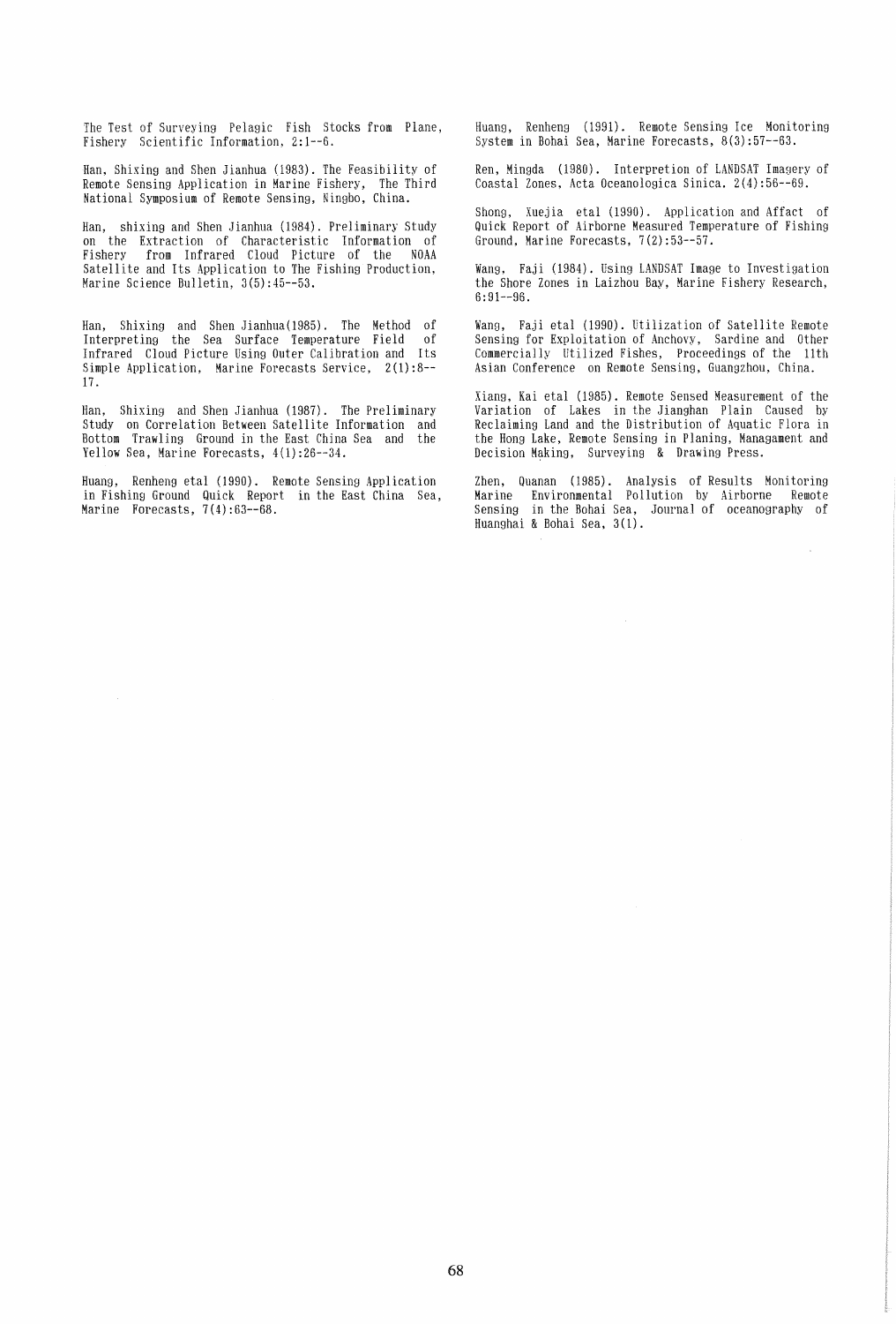The Test of Surveying Pelagic Fish Stocks from Plane, Fishery Scientific Information, 2:1--6.

Han, Shixing and Shen Jianhua (1983). The Feasibility of Remote Sensing Application in Marine Fishery, The Third National Symposium of Remote Sensing, Ningbo, China.

Han, shixing and Shen Jianhua (1984). Preliminary Study on the Extraction of Characteristic Information of Fishery from Infrared Cloud Picture of the NOAA Satellite and Its Application to The Fishing Production, Marine Science Bulletin, 3(5):45--53.

Han, Shixing and Shen Jianhua(1985). The Method of Interpreting the Sea Surface Temperature Field of Infrared Cloud Picture Using Outer Calibration and Its Simple Application, Marine Forecasts Service, 2(1):8--17.

Han, Shixing and Shen Jianhua (1987). The Preliminary Study on Correlation Between Satellite Information and Bottom Trawling Ground in the East China Sea and the Yellow Sea, Marine Forecasts, 4(1):26--34.

Huang, Renheng etal (1990). Remote Sensing Application in Fishing Ground Quick Report in the East China Sea, Marine Forecasts, 7(4):63--68.

Huang, Renheng (1991). Remote Sensing Ice Monitoring System in Bohai Sea, Marine Forecasts, 8(3):57--63.

Ren, Mingda (1980). Interpretion of LANDSAT Imagery of Coastal Zones, Acta Oceanologica Sinica. 2(4):56--69.

Shong, Xuejia etal (1990). Application and Affact of Quick Report of Airborne Measured Temperature of Fishing Ground, Marine Forecasts, 7(2):53--57.

Wang, Faji (1984). Using LANDSAT Image to Investigation the Shore Zones in Laizhou Bay, Marine Fishery Research, 6:91--96.

Wang, Faji etal (1990). Utilization of Satellite Remote Sensing for Exploitation of Anchovy, Sardine and Other Commercially Utilized Fishes, Proceedings of the 11th Asian Conference on Remote Sensing, Guangzhou, China.

Xiang, Kai etal (1985). Remote Sensed Measurement of the Variation of Lakes in the Jianghan Plain Caused by Reclaiming Land and the Distribution of Aquatic Flora in the Hong Lake, Remote Sensing in Planing, Managament and Decision Making, Surveying & Drawing Press.

Zhen, Quanan (1985). Analysis of Results Monitoring Marine Environmental Pollution by Airborne Remote Sensing in the Bohai Sea, Journal of oceanography of Huanghai & Bohai Sea, 3(1).